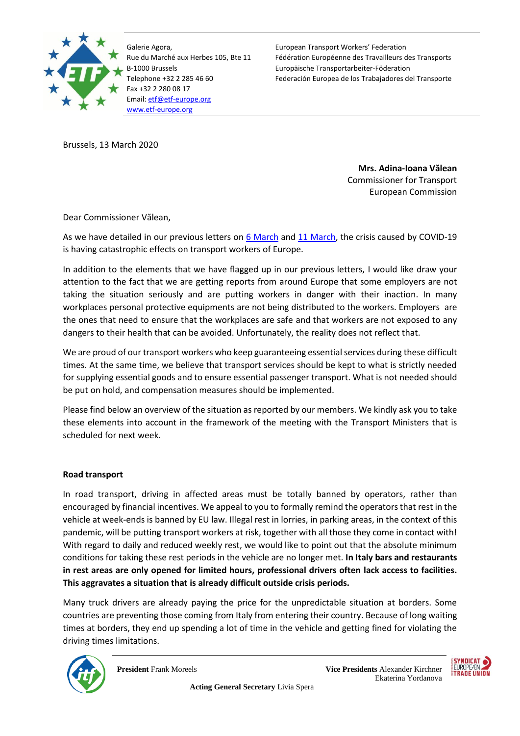Galerie Agora,
Rue du Marché aux Herbes 105, Bte 11
B-1000 Brussels
Telephone +32 2 285 46 60
Fax +32 2 280 08 17
Email: etf@etf-europe.org
www.etf-europe.org

European Transport Workers' Federation
Fédération Européenne des Travailleurs des Transports
Europäische Transportarbeiter-Föderation
Federación Europea de los Trabajadores del Transporte

Brussels, 13 March 2020

**Mrs. Adina-Ioana Vălean**
Commissioner for Transport
European Commission

Dear Commissioner Vălean,

As we have detailed in our previous letters on 6 March and 11 March, the crisis caused by COVID-19 is having catastrophic effects on transport workers of Europe.

In addition to the elements that we have flagged up in our previous letters, I would like draw your attention to the fact that we are getting reports from around Europe that some employers are not taking the situation seriously and are putting workers in danger with their inaction. In many workplaces personal protective equipments are not being distributed to the workers. Employers are the ones that need to ensure that the workplaces are safe and that workers are not exposed to any dangers to their health that can be avoided. Unfortunately, the reality does not reflect that.

We are proud of our transport workers who keep guaranteeing essential services during these difficult times. At the same time, we believe that transport services should be kept to what is strictly needed for supplying essential goods and to ensure essential passenger transport. What is not needed should be put on hold, and compensation measures should be implemented.

Please find below an overview of the situation as reported by our members. We kindly ask you to take these elements into account in the framework of the meeting with the Transport Ministers that is scheduled for next week.

**Road transport**

In road transport, driving in affected areas must be totally banned by operators, rather than encouraged by financial incentives. We appeal to you to formally remind the operators that rest in the vehicle at week-ends is banned by EU law. Illegal rest in lorries, in parking areas, in the context of this pandemic, will be putting transport workers at risk, together with all those they come in contact with! With regard to daily and reduced weekly rest, we would like to point out that the absolute minimum conditions for taking these rest periods in the vehicle are no longer met. **In Italy bars and restaurants in rest areas are only opened for limited hours, professional drivers often lack access to facilities. This aggravates a situation that is already difficult outside crisis periods.**

Many truck drivers are already paying the price for the unpredictable situation at borders. Some countries are preventing those coming from Italy from entering their country. Because of long waiting times at borders, they end up spending a lot of time in the vehicle and getting fined for violating the driving times limitations.

**President** Frank Moreels

**Vice Presidents** Alexander Kirchner
Ekaterina Yordanova

**Acting General Secretary** Livia Spera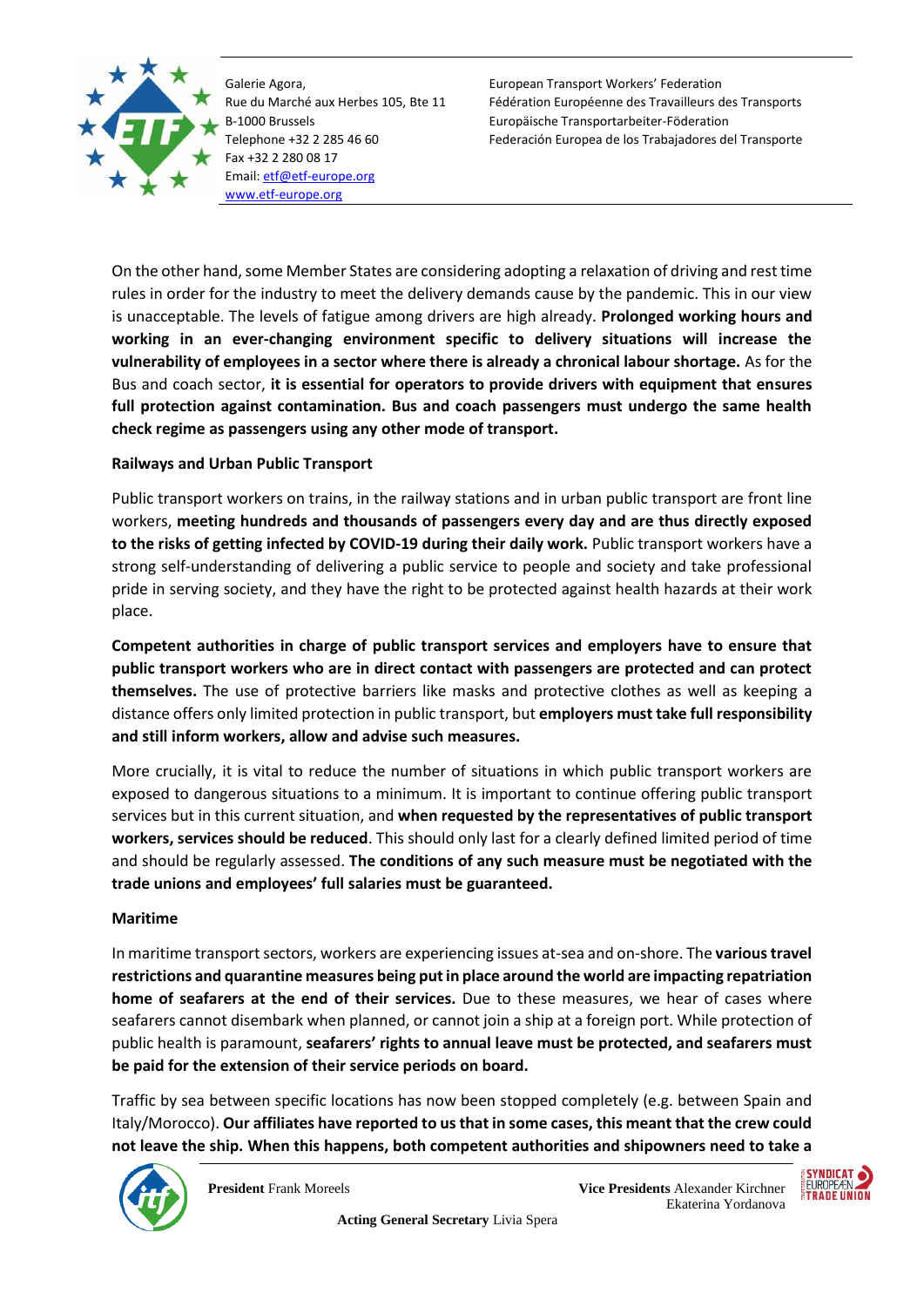On the other hand, some Member States are considering adopting a relaxation of driving and rest time rules in order for the industry to meet the delivery demands cause by the pandemic. This in our view is unacceptable. The levels of fatigue among drivers are high already. **Prolonged working hours and working in an ever-changing environment specific to delivery situations will increase the vulnerability of employees in a sector where there is already a chronical labour shortage.** As for the Bus and coach sector, **it is essential for operators to provide drivers with equipment that ensures full protection against contamination. Bus and coach passengers must undergo the same health check regime as passengers using any other mode of transport.**

**Railways and Urban Public Transport**

Public transport workers on trains, in the railway stations and in urban public transport are front line workers, **meeting hundreds and thousands of passengers every day and are thus directly exposed to the risks of getting infected by COVID-19 during their daily work.** Public transport workers have a strong self-understanding of delivering a public service to people and society and take professional pride in serving society, and they have the right to be protected against health hazards at their work place.

**Competent authorities in charge of public transport services and employers have to ensure that public transport workers who are in direct contact with passengers are protected and can protect themselves.** The use of protective barriers like masks and protective clothes as well as keeping a distance offers only limited protection in public transport, but **employers must take full responsibility and still inform workers, allow and advise such measures.**

More crucially, it is vital to reduce the number of situations in which public transport workers are exposed to dangerous situations to a minimum. It is important to continue offering public transport services but in this current situation, and **when requested by the representatives of public transport workers, services should be reduced**. This should only last for a clearly defined limited period of time and should be regularly assessed. **The conditions of any such measure must be negotiated with the trade unions and employees' full salaries must be guaranteed.**

**Maritime**

In maritime transport sectors, workers are experiencing issues at-sea and on-shore. The **various travel restrictions and quarantine measures being put in place around the world are impacting repatriation home of seafarers at the end of their services.** Due to these measures, we hear of cases where seafarers cannot disembark when planned, or cannot join a ship at a foreign port. While protection of public health is paramount, **seafarers' rights to annual leave must be protected, and seafarers must be paid for the extension of their service periods on board.**

Traffic by sea between specific locations has now been stopped completely (e.g. between Spain and Italy/Morocco). **Our affiliates have reported to us that in some cases, this meant that the crew could not leave the ship. When this happens, both competent authorities and shipowners need to take a**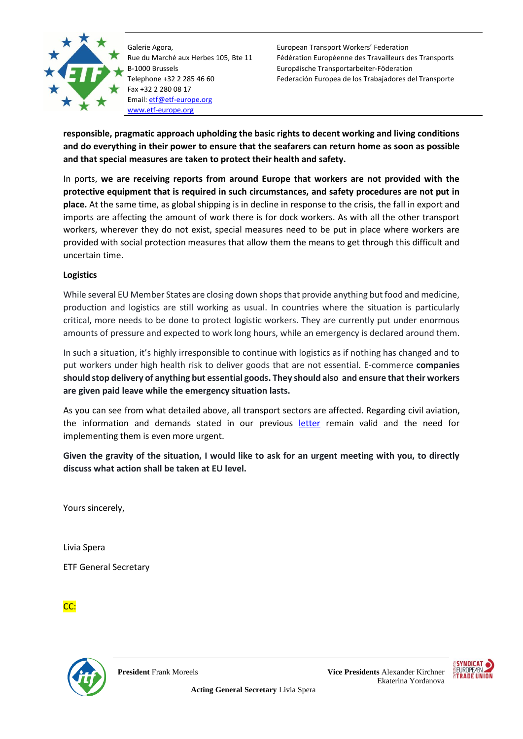**responsible, pragmatic approach upholding the basic rights to decent working and living conditions and do everything in their power to ensure that the seafarers can return home as soon as possible and that special measures are taken to protect their health and safety.**

In ports, **we are receiving reports from around Europe that workers are not provided with the protective equipment that is required in such circumstances, and safety procedures are not put in place.** At the same time, as global shipping is in decline in response to the crisis, the fall in export and imports are affecting the amount of work there is for dock workers. As with all the other transport workers, wherever they do not exist, special measures need to be put in place where workers are provided with social protection measures that allow them the means to get through this difficult and uncertain time.

**Logistics**

While several EU Member States are closing down shops that provide anything but food and medicine, production and logistics are still working as usual. In countries where the situation is particularly critical, more needs to be done to protect logistic workers. They are currently put under enormous amounts of pressure and expected to work long hours, while an emergency is declared around them.

In such a situation, it's highly irresponsible to continue with logistics as if nothing has changed and to put workers under high health risk to deliver goods that are not essential. E-commerce **companies should stop delivery of anything but essential goods. They should also and ensure that their workers are given paid leave while the emergency situation lasts.**

As you can see from what detailed above, all transport sectors are affected. Regarding civil aviation, the information and demands stated in our previous letter remain valid and the need for implementing them is even more urgent.

**Given the gravity of the situation, I would like to ask for an urgent meeting with you, to directly discuss what action shall be taken at EU level.**

Yours sincerely,

Livia Spera

ETF General Secretary

CC: